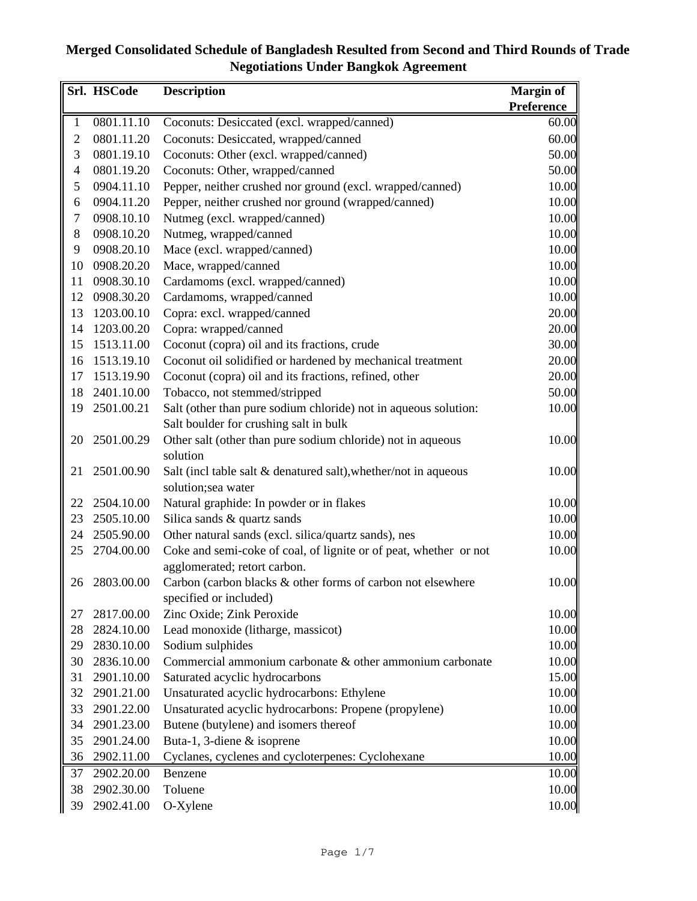# Merged Consolidated Schedule of Bangladesh Resulted from Second and Third Rounds of Trade Negotiations Under Bangkok Agreement

| Srl. | HSCode | Description | Margin of Preference |
|---|---|---|---|
| 1 | 0801.11.10 | Coconuts: Desiccated (excl. wrapped/canned) | 60.00 |
| 2 | 0801.11.20 | Coconuts: Desiccated, wrapped/canned | 60.00 |
| 3 | 0801.19.10 | Coconuts: Other (excl. wrapped/canned) | 50.00 |
| 4 | 0801.19.20 | Coconuts: Other, wrapped/canned | 50.00 |
| 5 | 0904.11.10 | Pepper, neither crushed nor ground (excl. wrapped/canned) | 10.00 |
| 6 | 0904.11.20 | Pepper, neither crushed nor ground (wrapped/canned) | 10.00 |
| 7 | 0908.10.10 | Nutmeg (excl. wrapped/canned) | 10.00 |
| 8 | 0908.10.20 | Nutmeg, wrapped/canned | 10.00 |
| 9 | 0908.20.10 | Mace (excl. wrapped/canned) | 10.00 |
| 10 | 0908.20.20 | Mace, wrapped/canned | 10.00 |
| 11 | 0908.30.10 | Cardamoms (excl. wrapped/canned) | 10.00 |
| 12 | 0908.30.20 | Cardamoms, wrapped/canned | 10.00 |
| 13 | 1203.00.10 | Copra: excl. wrapped/canned | 20.00 |
| 14 | 1203.00.20 | Copra: wrapped/canned | 20.00 |
| 15 | 1513.11.00 | Coconut (copra) oil and its fractions, crude | 30.00 |
| 16 | 1513.19.10 | Coconut oil solidified or hardened by mechanical treatment | 20.00 |
| 17 | 1513.19.90 | Coconut (copra) oil and its fractions, refined, other | 20.00 |
| 18 | 2401.10.00 | Tobacco, not stemmed/stripped | 50.00 |
| 19 | 2501.00.21 | Salt (other than pure sodium chloride) not in aqueous solution: Salt boulder for crushing salt in bulk | 10.00 |
| 20 | 2501.00.29 | Other salt (other than pure sodium chloride) not in aqueous solution | 10.00 |
| 21 | 2501.00.90 | Salt (incl table salt & denatured salt),whether/not in aqueous solution;sea water | 10.00 |
| 22 | 2504.10.00 | Natural graphide: In powder or in flakes | 10.00 |
| 23 | 2505.10.00 | Silica sands & quartz sands | 10.00 |
| 24 | 2505.90.00 | Other natural sands (excl. silica/quartz sands), nes | 10.00 |
| 25 | 2704.00.00 | Coke and semi-coke of coal, of lignite or of peat, whether or not agglomerated; retort carbon. | 10.00 |
| 26 | 2803.00.00 | Carbon (carbon blacks & other forms of carbon not elsewhere specified or included) | 10.00 |
| 27 | 2817.00.00 | Zinc Oxide; Zink Peroxide | 10.00 |
| 28 | 2824.10.00 | Lead monoxide (litharge, massicot) | 10.00 |
| 29 | 2830.10.00 | Sodium sulphides | 10.00 |
| 30 | 2836.10.00 | Commercial ammonium carbonate & other ammonium carbonate | 10.00 |
| 31 | 2901.10.00 | Saturated acyclic hydrocarbons | 15.00 |
| 32 | 2901.21.00 | Unsaturated acyclic hydrocarbons: Ethylene | 10.00 |
| 33 | 2901.22.00 | Unsaturated acyclic hydrocarbons: Propene (propylene) | 10.00 |
| 34 | 2901.23.00 | Butene (butylene) and isomers thereof | 10.00 |
| 35 | 2901.24.00 | Buta-1, 3-diene & isoprene | 10.00 |
| 36 | 2902.11.00 | Cyclanes, cyclenes and cycloterpenes: Cyclohexane | 10.00 |
| 37 | 2902.20.00 | Benzene | 10.00 |
| 38 | 2902.30.00 | Toluene | 10.00 |
| 39 | 2902.41.00 | O-Xylene | 10.00 |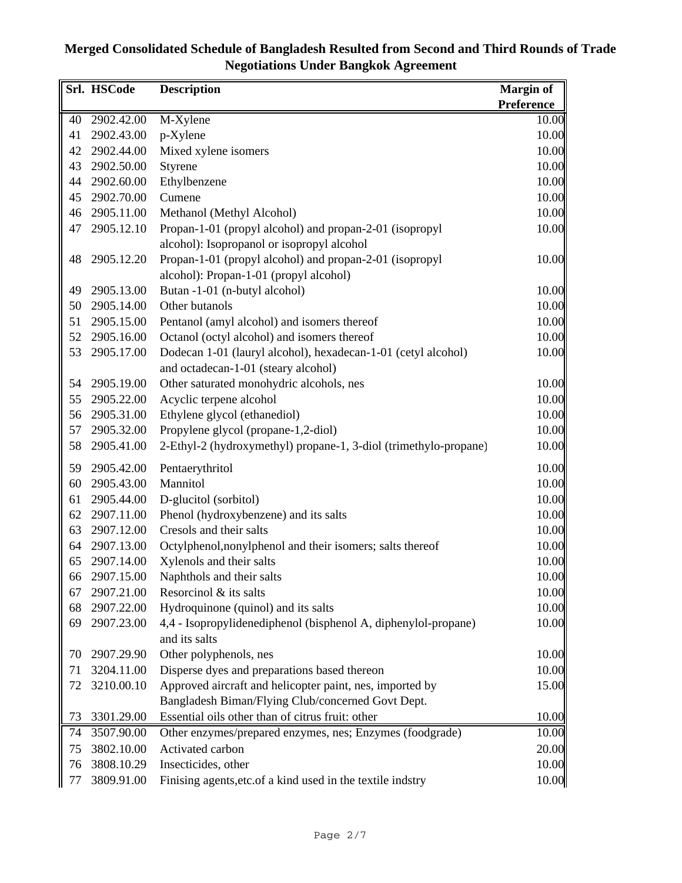# Merged Consolidated Schedule of Bangladesh Resulted from Second and Third Rounds of Trade Negotiations Under Bangkok Agreement

| Srl. | HSCode | Description | Margin of Preference |
|---|---|---|---|
| 40 | 2902.42.00 | M-Xylene | 10.00 |
| 41 | 2902.43.00 | p-Xylene | 10.00 |
| 42 | 2902.44.00 | Mixed xylene isomers | 10.00 |
| 43 | 2902.50.00 | Styrene | 10.00 |
| 44 | 2902.60.00 | Ethylbenzene | 10.00 |
| 45 | 2902.70.00 | Cumene | 10.00 |
| 46 | 2905.11.00 | Methanol (Methyl Alcohol) | 10.00 |
| 47 | 2905.12.10 | Propan-1-01 (propyl alcohol) and propan-2-01 (isopropyl alcohol): Isopropanol or isopropyl alcohol | 10.00 |
| 48 | 2905.12.20 | Propan-1-01 (propyl alcohol) and propan-2-01 (isopropyl alcohol): Propan-1-01 (propyl alcohol) | 10.00 |
| 49 | 2905.13.00 | Butan -1-01 (n-butyl alcohol) | 10.00 |
| 50 | 2905.14.00 | Other butanols | 10.00 |
| 51 | 2905.15.00 | Pentanol (amyl alcohol) and isomers thereof | 10.00 |
| 52 | 2905.16.00 | Octanol (octyl alcohol) and isomers thereof | 10.00 |
| 53 | 2905.17.00 | Dodecan 1-01 (lauryl alcohol), hexadecan-1-01 (cetyl alcohol) and octadecan-1-01 (steary alcohol) | 10.00 |
| 54 | 2905.19.00 | Other saturated monohydric alcohols, nes | 10.00 |
| 55 | 2905.22.00 | Acyclic terpene alcohol | 10.00 |
| 56 | 2905.31.00 | Ethylene glycol (ethanediol) | 10.00 |
| 57 | 2905.32.00 | Propylene glycol (propane-1,2-diol) | 10.00 |
| 58 | 2905.41.00 | 2-Ethyl-2 (hydroxymethyl) propane-1, 3-diol (trimethylo-propane) | 10.00 |
| 59 | 2905.42.00 | Pentaerythritol | 10.00 |
| 60 | 2905.43.00 | Mannitol | 10.00 |
| 61 | 2905.44.00 | D-glucitol (sorbitol) | 10.00 |
| 62 | 2907.11.00 | Phenol (hydroxybenzene) and its salts | 10.00 |
| 63 | 2907.12.00 | Cresols and their salts | 10.00 |
| 64 | 2907.13.00 | Octylphenol,nonylphenol and their isomers; salts thereof | 10.00 |
| 65 | 2907.14.00 | Xylenols and their salts | 10.00 |
| 66 | 2907.15.00 | Naphthols and their salts | 10.00 |
| 67 | 2907.21.00 | Resorcinol & its salts | 10.00 |
| 68 | 2907.22.00 | Hydroquinone (quinol) and its salts | 10.00 |
| 69 | 2907.23.00 | 4,4 - Isopropylidenediphenol (bisphenol A, diphenylol-propane) and its salts | 10.00 |
| 70 | 2907.29.90 | Other polyphenols, nes | 10.00 |
| 71 | 3204.11.00 | Disperse dyes and preparations based thereon | 10.00 |
| 72 | 3210.00.10 | Approved aircraft and helicopter paint, nes, imported by Bangladesh Biman/Flying Club/concerned Govt Dept. | 15.00 |
| 73 | 3301.29.00 | Essential oils other than of citrus fruit: other | 10.00 |
| 74 | 3507.90.00 | Other enzymes/prepared enzymes, nes; Enzymes (foodgrade) | 10.00 |
| 75 | 3802.10.00 | Activated carbon | 20.00 |
| 76 | 3808.10.29 | Insecticides, other | 10.00 |
| 77 | 3809.91.00 | Finising agents,etc.of a kind used in the textile indstry | 10.00 |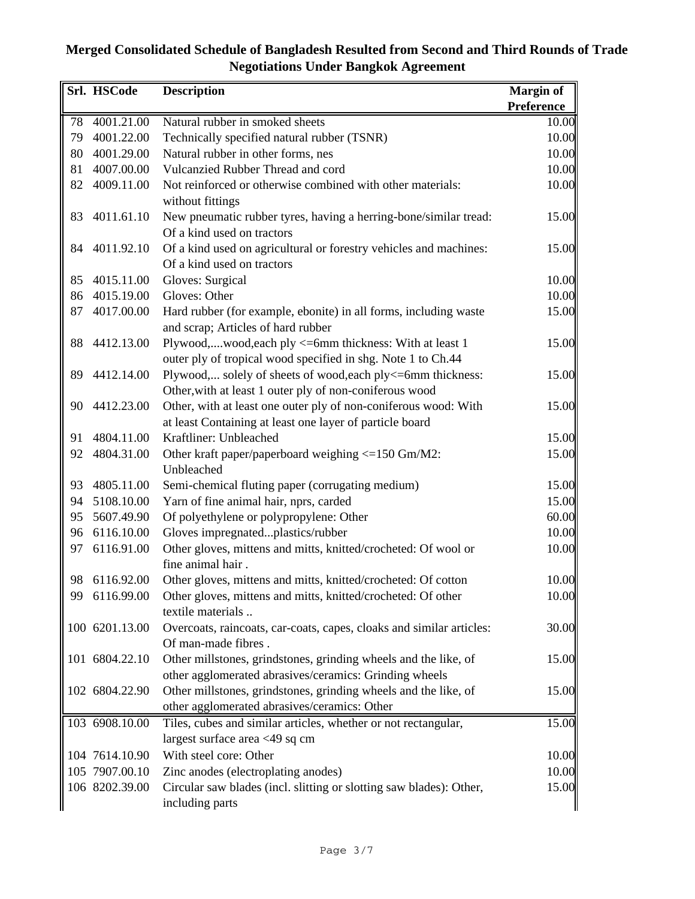**Merged Consolidated Schedule of Bangladesh Resulted from Second and Third Rounds of Trade Negotiations Under Bangkok Agreement**

| Srl. | HSCode | Description | Margin of Preference |
|---|---|---|---|
| 78 | 4001.21.00 | Natural rubber in smoked sheets | 10.00 |
| 79 | 4001.22.00 | Technically specified natural rubber (TSNR) | 10.00 |
| 80 | 4001.29.00 | Natural rubber in other forms, nes | 10.00 |
| 81 | 4007.00.00 | Vulcanzied Rubber Thread and cord | 10.00 |
| 82 | 4009.11.00 | Not reinforced or otherwise combined with other materials: without fittings | 10.00 |
| 83 | 4011.61.10 | New pneumatic rubber tyres, having a herring-bone/similar tread: Of a kind used on tractors | 15.00 |
| 84 | 4011.92.10 | Of a kind used on agricultural or forestry vehicles and machines: Of a kind used on tractors | 15.00 |
| 85 | 4015.11.00 | Gloves: Surgical | 10.00 |
| 86 | 4015.19.00 | Gloves: Other | 10.00 |
| 87 | 4017.00.00 | Hard rubber (for example, ebonite) in all forms, including waste and scrap; Articles of hard rubber | 15.00 |
| 88 | 4412.13.00 | Plywood,....wood,each ply <=6mm thickness: With at least 1 outer ply of tropical wood specified in shg. Note 1 to Ch.44 | 15.00 |
| 89 | 4412.14.00 | Plywood,... solely of sheets of wood,each ply<=6mm thickness: Other,with at least 1 outer ply of non-coniferous wood | 15.00 |
| 90 | 4412.23.00 | Other, with at least one outer ply of non-coniferous wood: With at least Containing at least one layer of particle board | 15.00 |
| 91 | 4804.11.00 | Kraftliner: Unbleached | 15.00 |
| 92 | 4804.31.00 | Other kraft paper/paperboard weighing <=150 Gm/M2: Unbleached | 15.00 |
| 93 | 4805.11.00 | Semi-chemical fluting paper (corrugating medium) | 15.00 |
| 94 | 5108.10.00 | Yarn of fine animal hair, nprs, carded | 15.00 |
| 95 | 5607.49.90 | Of polyethylene or polypropylene: Other | 60.00 |
| 96 | 6116.10.00 | Gloves impregnated...plastics/rubber | 10.00 |
| 97 | 6116.91.00 | Other gloves, mittens and mitts, knitted/crocheted: Of wool or fine animal hair . | 10.00 |
| 98 | 6116.92.00 | Other gloves, mittens and mitts, knitted/crocheted: Of cotton | 10.00 |
| 99 | 6116.99.00 | Other gloves, mittens and mitts, knitted/crocheted: Of other textile materials .. | 10.00 |
| 100 | 6201.13.00 | Overcoats, raincoats, car-coats, capes, cloaks and similar articles: Of man-made fibres . | 30.00 |
| 101 | 6804.22.10 | Other millstones, grindstones, grinding wheels and the like, of other agglomerated abrasives/ceramics: Grinding wheels | 15.00 |
| 102 | 6804.22.90 | Other millstones, grindstones, grinding wheels and the like, of other agglomerated abrasives/ceramics: Other | 15.00 |
| 103 | 6908.10.00 | Tiles, cubes and similar articles, whether or not rectangular, largest surface area <49 sq cm | 15.00 |
| 104 | 7614.10.90 | With steel core: Other | 10.00 |
| 105 | 7907.00.10 | Zinc anodes (electroplating anodes) | 10.00 |
| 106 | 8202.39.00 | Circular saw blades (incl. slitting or slotting saw blades): Other, including parts | 15.00 |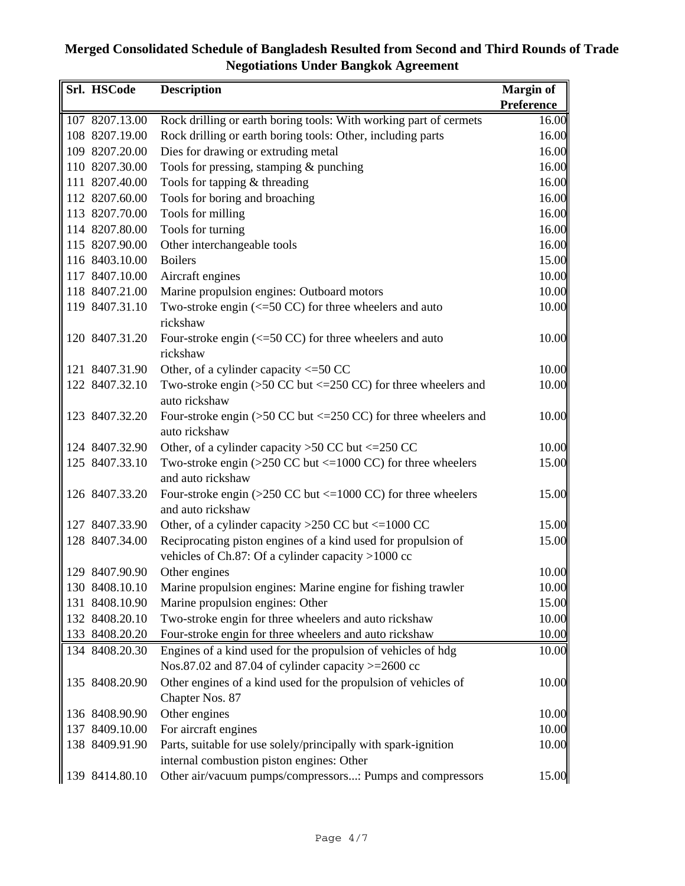# Merged Consolidated Schedule of Bangladesh Resulted from Second and Third Rounds of Trade Negotiations Under Bangkok Agreement

| Srl. | HSCode | Description | Margin of Preference |
|---|---|---|---|
| 107 | 8207.13.00 | Rock drilling or earth boring tools: With working part of cermets | 16.00 |
| 108 | 8207.19.00 | Rock drilling or earth boring tools: Other, including parts | 16.00 |
| 109 | 8207.20.00 | Dies for drawing or extruding metal | 16.00 |
| 110 | 8207.30.00 | Tools for pressing, stamping & punching | 16.00 |
| 111 | 8207.40.00 | Tools for tapping & threading | 16.00 |
| 112 | 8207.60.00 | Tools for boring and broaching | 16.00 |
| 113 | 8207.70.00 | Tools for milling | 16.00 |
| 114 | 8207.80.00 | Tools for turning | 16.00 |
| 115 | 8207.90.00 | Other interchangeable tools | 16.00 |
| 116 | 8403.10.00 | Boilers | 15.00 |
| 117 | 8407.10.00 | Aircraft engines | 10.00 |
| 118 | 8407.21.00 | Marine propulsion engines: Outboard motors | 10.00 |
| 119 | 8407.31.10 | Two-stroke engin (<=50 CC) for three wheelers and auto rickshaw | 10.00 |
| 120 | 8407.31.20 | Four-stroke engin (<=50 CC) for three wheelers and auto rickshaw | 10.00 |
| 121 | 8407.31.90 | Other, of a cylinder capacity <=50 CC | 10.00 |
| 122 | 8407.32.10 | Two-stroke engin (>50 CC but <=250 CC) for three wheelers and auto rickshaw | 10.00 |
| 123 | 8407.32.20 | Four-stroke engin (>50 CC but <=250 CC) for three wheelers and auto rickshaw | 10.00 |
| 124 | 8407.32.90 | Other, of a cylinder capacity >50 CC but <=250 CC | 10.00 |
| 125 | 8407.33.10 | Two-stroke engin (>250 CC but <=1000 CC) for three wheelers and auto rickshaw | 15.00 |
| 126 | 8407.33.20 | Four-stroke engin (>250 CC but <=1000 CC) for three wheelers and auto rickshaw | 15.00 |
| 127 | 8407.33.90 | Other, of a cylinder capacity >250 CC but <=1000 CC | 15.00 |
| 128 | 8407.34.00 | Reciprocating piston engines of a kind used for propulsion of vehicles of Ch.87: Of a cylinder capacity >1000 cc | 15.00 |
| 129 | 8407.90.90 | Other engines | 10.00 |
| 130 | 8408.10.10 | Marine propulsion engines: Marine engine for fishing trawler | 10.00 |
| 131 | 8408.10.90 | Marine propulsion engines: Other | 15.00 |
| 132 | 8408.20.10 | Two-stroke engin for three wheelers and auto rickshaw | 10.00 |
| 133 | 8408.20.20 | Four-stroke engin for three wheelers and auto rickshaw | 10.00 |
| 134 | 8408.20.30 | Engines of a kind used for the propulsion of vehicles of hdg Nos.87.02 and 87.04 of cylinder capacity >=2600 cc | 10.00 |
| 135 | 8408.20.90 | Other engines of a kind used for the propulsion of vehicles of Chapter Nos. 87 | 10.00 |
| 136 | 8408.90.90 | Other engines | 10.00 |
| 137 | 8409.10.00 | For aircraft engines | 10.00 |
| 138 | 8409.91.90 | Parts, suitable for use solely/principally with spark-ignition internal combustion piston engines: Other | 10.00 |
| 139 | 8414.80.10 | Other air/vacuum pumps/compressors...: Pumps and compressors | 15.00 |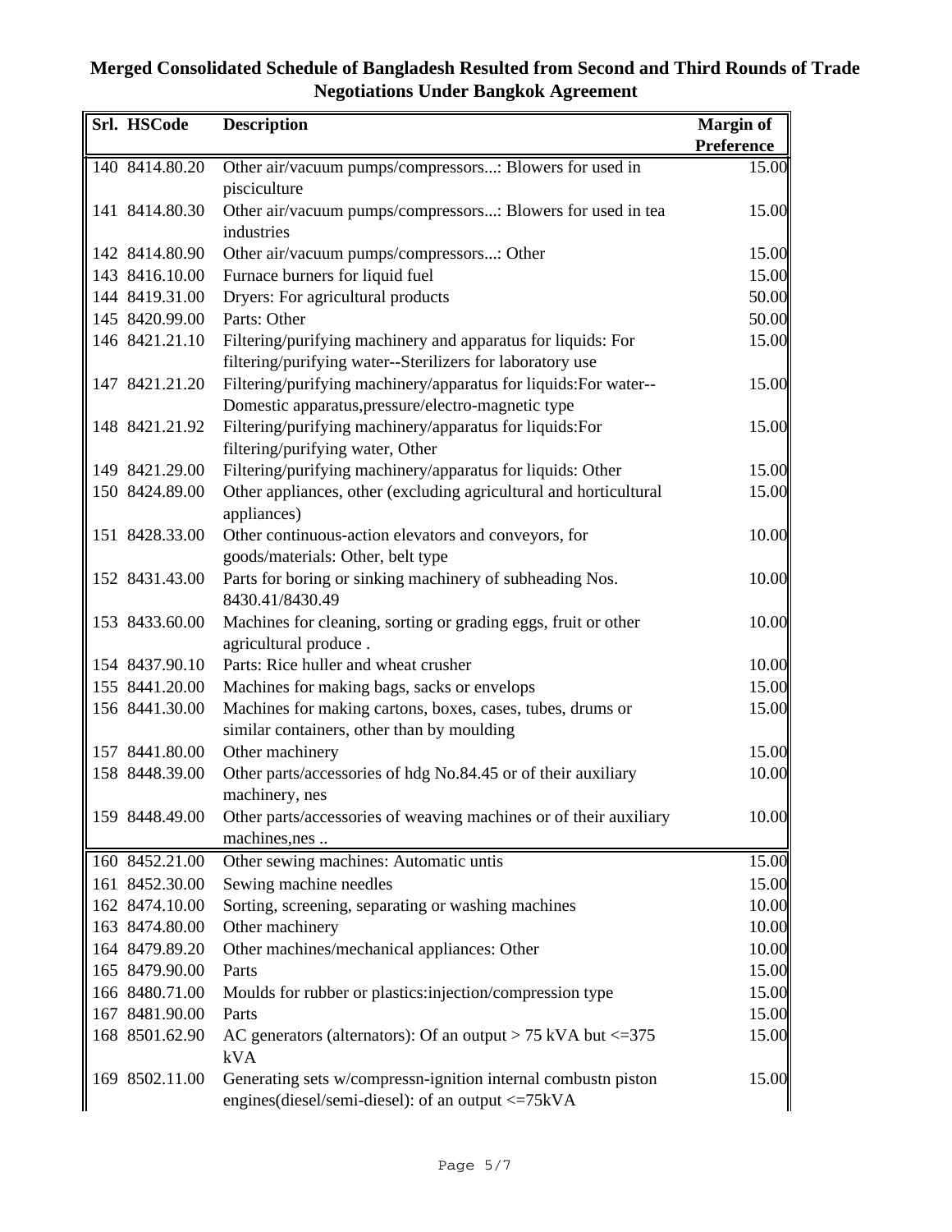## Merged Consolidated Schedule of Bangladesh Resulted from Second and Third Rounds of Trade Negotiations Under Bangkok Agreement

| Srl. | HSCode | Description | Margin of Preference |
|---|---|---|---|
| 140 | 8414.80.20 | Other air/vacuum pumps/compressors...: Blowers for used in pisciculture | 15.00 |
| 141 | 8414.80.30 | Other air/vacuum pumps/compressors...: Blowers for used in tea industries | 15.00 |
| 142 | 8414.80.90 | Other air/vacuum pumps/compressors...: Other | 15.00 |
| 143 | 8416.10.00 | Furnace burners for liquid fuel | 15.00 |
| 144 | 8419.31.00 | Dryers: For agricultural products | 50.00 |
| 145 | 8420.99.00 | Parts: Other | 50.00 |
| 146 | 8421.21.10 | Filtering/purifying machinery and apparatus for liquids: For filtering/purifying water--Sterilizers for laboratory use | 15.00 |
| 147 | 8421.21.20 | Filtering/purifying machinery/apparatus for liquids:For water--Domestic apparatus,pressure/electro-magnetic type | 15.00 |
| 148 | 8421.21.92 | Filtering/purifying machinery/apparatus for liquids:For filtering/purifying water, Other | 15.00 |
| 149 | 8421.29.00 | Filtering/purifying machinery/apparatus for liquids: Other | 15.00 |
| 150 | 8424.89.00 | Other appliances, other (excluding agricultural and horticultural appliances) | 15.00 |
| 151 | 8428.33.00 | Other continuous-action elevators and conveyors, for goods/materials: Other, belt type | 10.00 |
| 152 | 8431.43.00 | Parts for boring or sinking machinery of subheading Nos. 8430.41/8430.49 | 10.00 |
| 153 | 8433.60.00 | Machines for cleaning, sorting or grading eggs, fruit or other agricultural produce . | 10.00 |
| 154 | 8437.90.10 | Parts: Rice huller and wheat crusher | 10.00 |
| 155 | 8441.20.00 | Machines for making bags, sacks or envelops | 15.00 |
| 156 | 8441.30.00 | Machines for making cartons, boxes, cases, tubes, drums or similar containers, other than by moulding | 15.00 |
| 157 | 8441.80.00 | Other machinery | 15.00 |
| 158 | 8448.39.00 | Other parts/accessories of hdg No.84.45 or of their auxiliary machinery, nes | 10.00 |
| 159 | 8448.49.00 | Other parts/accessories of weaving machines or of their auxiliary machines,nes .. | 10.00 |
| 160 | 8452.21.00 | Other sewing machines: Automatic untis | 15.00 |
| 161 | 8452.30.00 | Sewing machine needles | 15.00 |
| 162 | 8474.10.00 | Sorting, screening, separating or washing machines | 10.00 |
| 163 | 8474.80.00 | Other machinery | 10.00 |
| 164 | 8479.89.20 | Other machines/mechanical appliances: Other | 10.00 |
| 165 | 8479.90.00 | Parts | 15.00 |
| 166 | 8480.71.00 | Moulds for rubber or plastics:injection/compression type | 15.00 |
| 167 | 8481.90.00 | Parts | 15.00 |
| 168 | 8501.62.90 | AC generators (alternators): Of an output > 75 kVA but <=375 kVA | 15.00 |
| 169 | 8502.11.00 | Generating sets w/compressn-ignition internal combustn piston engines(diesel/semi-diesel): of an output <=75kVA | 15.00 |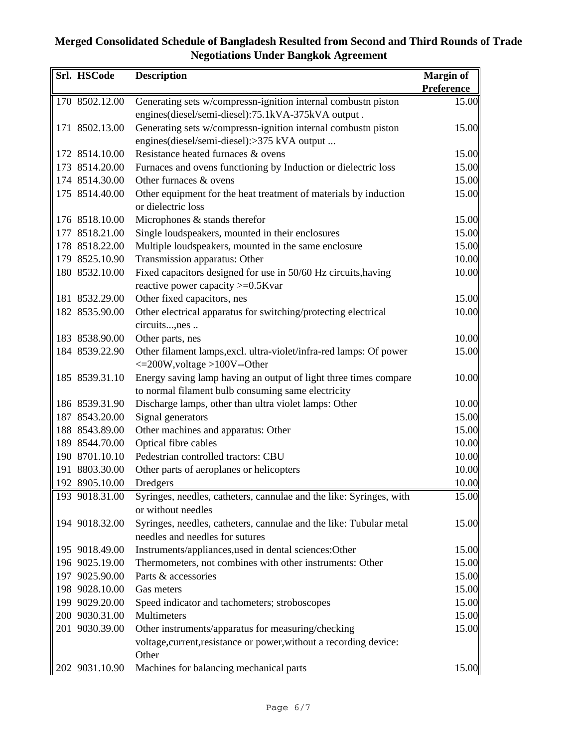# Merged Consolidated Schedule of Bangladesh Resulted from Second and Third Rounds of Trade Negotiations Under Bangkok Agreement

| Srl. | HSCode | Description | Margin of Preference |
|---|---|---|---|
| 170 | 8502.12.00 | Generating sets w/compressn-ignition internal combustn piston engines(diesel/semi-diesel):75.1kVA-375kVA output . | 15.00 |
| 171 | 8502.13.00 | Generating sets w/compressn-ignition internal combustn piston engines(diesel/semi-diesel):>375 kVA output ... | 15.00 |
| 172 | 8514.10.00 | Resistance heated furnaces & ovens | 15.00 |
| 173 | 8514.20.00 | Furnaces and ovens functioning by Induction or dielectric loss | 15.00 |
| 174 | 8514.30.00 | Other furnaces & ovens | 15.00 |
| 175 | 8514.40.00 | Other equipment for the heat treatment of materials by induction or dielectric loss | 15.00 |
| 176 | 8518.10.00 | Microphones & stands therefor | 15.00 |
| 177 | 8518.21.00 | Single loudspeakers, mounted in their enclosures | 15.00 |
| 178 | 8518.22.00 | Multiple loudspeakers, mounted in the same enclosure | 15.00 |
| 179 | 8525.10.90 | Transmission apparatus: Other | 10.00 |
| 180 | 8532.10.00 | Fixed capacitors designed for use in 50/60 Hz circuits,having reactive power capacity >=0.5Kvar | 10.00 |
| 181 | 8532.29.00 | Other fixed capacitors, nes | 15.00 |
| 182 | 8535.90.00 | Other electrical apparatus for switching/protecting electrical circuits...,nes .. | 10.00 |
| 183 | 8538.90.00 | Other parts, nes | 10.00 |
| 184 | 8539.22.90 | Other filament lamps,excl. ultra-violet/infra-red lamps: Of power <=200W,voltage >100V--Other | 15.00 |
| 185 | 8539.31.10 | Energy saving lamp having an output of light three times compare to normal filament bulb consuming same electricity | 10.00 |
| 186 | 8539.31.90 | Discharge lamps, other than ultra violet lamps: Other | 10.00 |
| 187 | 8543.20.00 | Signal generators | 15.00 |
| 188 | 8543.89.00 | Other machines and apparatus: Other | 15.00 |
| 189 | 8544.70.00 | Optical fibre cables | 10.00 |
| 190 | 8701.10.10 | Pedestrian controlled tractors: CBU | 10.00 |
| 191 | 8803.30.00 | Other parts of aeroplanes or helicopters | 10.00 |
| 192 | 8905.10.00 | Dredgers | 10.00 |
| 193 | 9018.31.00 | Syringes, needles, catheters, cannulae and the like: Syringes, with or without needles | 15.00 |
| 194 | 9018.32.00 | Syringes, needles, catheters, cannulae and the like: Tubular metal needles and needles for sutures | 15.00 |
| 195 | 9018.49.00 | Instruments/appliances,used in dental sciences:Other | 15.00 |
| 196 | 9025.19.00 | Thermometers, not combines with other instruments: Other | 15.00 |
| 197 | 9025.90.00 | Parts & accessories | 15.00 |
| 198 | 9028.10.00 | Gas meters | 15.00 |
| 199 | 9029.20.00 | Speed indicator and tachometers; stroboscopes | 15.00 |
| 200 | 9030.31.00 | Multimeters | 15.00 |
| 201 | 9030.39.00 | Other instruments/apparatus for measuring/checking voltage,current,resistance or power,without a recording device: Other | 15.00 |
| 202 | 9031.10.90 | Machines for balancing mechanical parts | 15.00 |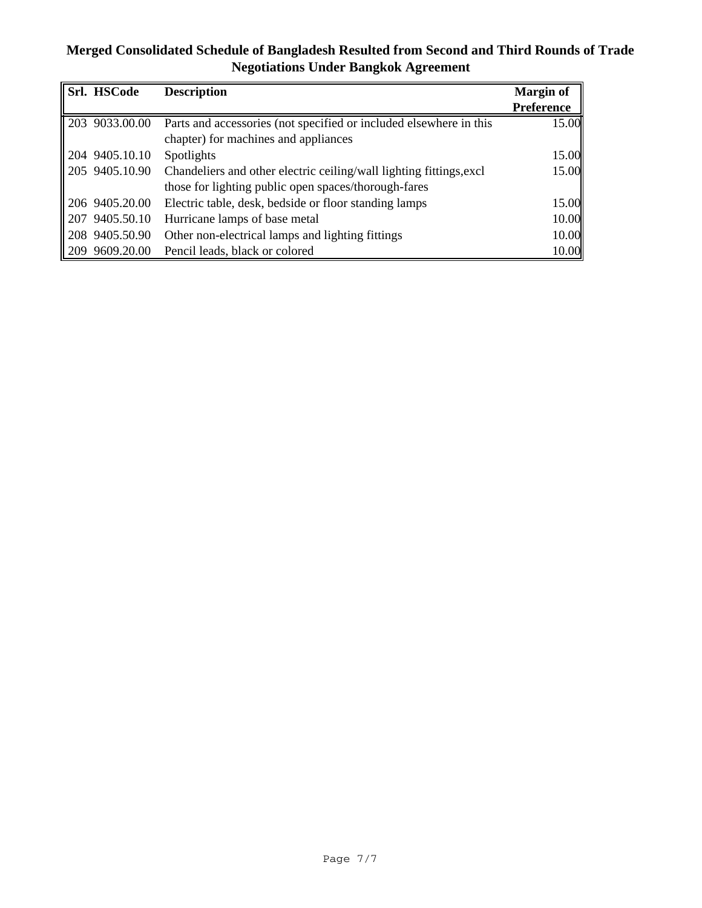**Merged Consolidated Schedule of Bangladesh Resulted from Second and Third Rounds of Trade Negotiations Under Bangkok Agreement**

| Srl. | HSCode | Description | Margin of Preference |
|---|---|---|---|
| 203 | 9033.00.00 | Parts and accessories (not specified or included elsewhere in this chapter) for machines and appliances | 15.00 |
| 204 | 9405.10.10 | Spotlights | 15.00 |
| 205 | 9405.10.90 | Chandeliers and other electric ceiling/wall lighting fittings,excl those for lighting public open spaces/thorough-fares | 15.00 |
| 206 | 9405.20.00 | Electric table, desk, bedside or floor standing lamps | 15.00 |
| 207 | 9405.50.10 | Hurricane lamps of base metal | 10.00 |
| 208 | 9405.50.90 | Other non-electrical lamps and lighting fittings | 10.00 |
| 209 | 9609.20.00 | Pencil leads, black or colored | 10.00 |